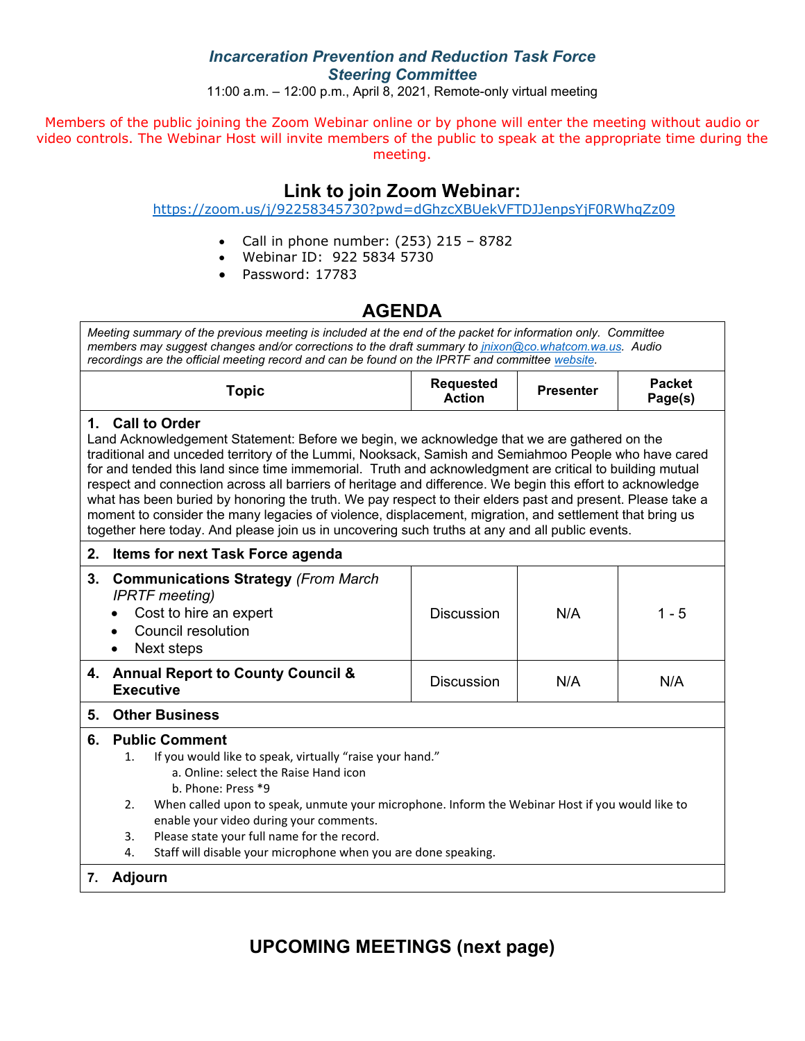# *Incarceration Prevention and Reduction Task Force*
## *Steering Committee*

11:00 a.m. – 12:00 p.m., April 8, 2021, Remote-only virtual meeting

Members of the public joining the Zoom Webinar online or by phone will enter the meeting without audio or video controls. The Webinar Host will invite members of the public to speak at the appropriate time during the meeting.

## Link to join Zoom Webinar:

https://zoom.us/j/92258345730?pwd=dGhzcXBUekVFTDJJenpsYjF0RWhqZz09

- Call in phone number: (253) 215 – 8782
- Webinar ID: 922 5834 5730
- Password: 17783

## AGENDA

*Meeting summary of the previous meeting is included at the end of the packet for information only. Committee members may suggest changes and/or corrections to the draft summary to jnixon@co.whatcom.wa.us. Audio recordings are the official meeting record and can be found on the IPRTF and committee website.*

| Topic | Requested Action | Presenter | Packet Page(s) |
|---|---|---|---|
| **1. Call to Order**<br>Land Acknowledgement Statement: Before we begin, we acknowledge that we are gathered on the traditional and unceded territory of the Lummi, Nooksack, Samish and Semiahmoo People who have cared for and tended this land since time immemorial. Truth and acknowledgment are critical to building mutual respect and connection across all barriers of heritage and difference. We begin this effort to acknowledge what has been buried by honoring the truth. We pay respect to their elders past and present. Please take a moment to consider the many legacies of violence, displacement, migration, and settlement that bring us together here today. And please join us in uncovering such truths at any and all public events. | | | |
| **2. Items for next Task Force agenda** | | | |
| **3. Communications Strategy** *(From March IPRTF meeting)*<br>• Cost to hire an expert<br>• Council resolution<br>• Next steps | Discussion | N/A | 1 - 5 |
| **4. Annual Report to County Council & Executive** | Discussion | N/A | N/A |
| **5. Other Business** | | | |
| **6. Public Comment**<br>1. If you would like to speak, virtually "raise your hand."<br>a. Online: select the Raise Hand icon<br>b. Phone: Press *9<br>2. When called upon to speak, unmute your microphone. Inform the Webinar Host if you would like to enable your video during your comments.<br>3. Please state your full name for the record.<br>4. Staff will disable your microphone when you are done speaking. | | | |
| **7. Adjourn** | | | |

## UPCOMING MEETINGS (next page)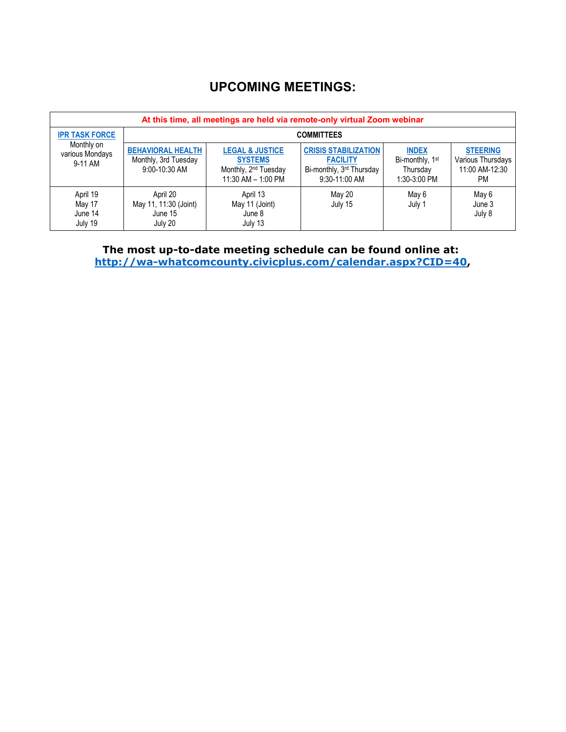# UPCOMING MEETINGS:

| At this time, all meetings are held via remote-only virtual Zoom webinar | | | | | |
|---|---|---|---|---|---|
| **IPR TASK FORCE** Monthly on various Mondays 9-11 AM | **COMMITTEES** | | | | |
| | **BEHAVIORAL HEALTH** Monthly, 3rd Tuesday 9:00-10:30 AM | **LEGAL & JUSTICE SYSTEMS** Monthly, 2nd Tuesday 11:30 AM – 1:00 PM | **CRISIS STABILIZATION FACILITY** Bi-monthly, 3rd Thursday 9:30-11:00 AM | **INDEX** Bi-monthly, 1st Thursday 1:30-3:00 PM | **STEERING** Various Thursdays 11:00 AM-12:30 PM |
| April 19<br>May 17<br>June 14<br>July 19 | April 20<br>May 11, 11:30 (Joint)<br>June 15<br>July 20 | April 13<br>May 11 (Joint)<br>June 8<br>July 13 | May 20<br>July 15 | May 6<br>July 1 | May 6<br>June 3<br>July 8 |

**The most up-to-date meeting schedule can be found online at: http://wa-whatcomcounty.civicplus.com/calendar.aspx?CID=40,**